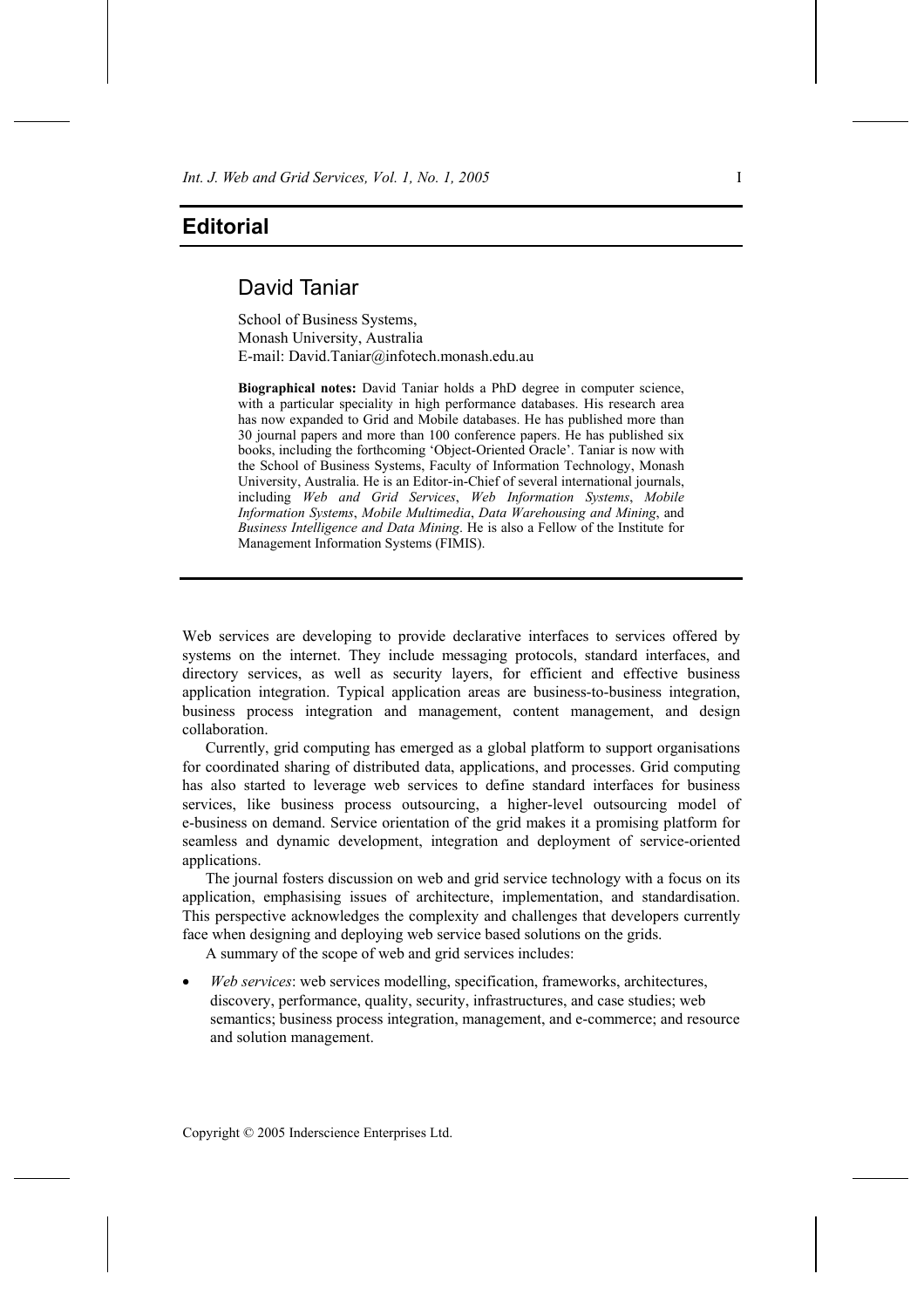# Editorial

## David Taniar

School of Business Systems,
Monash University, Australia
E-mail: David.Taniar@infotech.monash.edu.au

**Biographical notes:** David Taniar holds a PhD degree in computer science, with a particular speciality in high performance databases. His research area has now expanded to Grid and Mobile databases. He has published more than 30 journal papers and more than 100 conference papers. He has published six books, including the forthcoming 'Object-Oriented Oracle'. Taniar is now with the School of Business Systems, Faculty of Information Technology, Monash University, Australia. He is an Editor-in-Chief of several international journals, including *Web and Grid Services*, *Web Information Systems*, *Mobile Information Systems*, *Mobile Multimedia*, *Data Warehousing and Mining*, and *Business Intelligence and Data Mining*. He is also a Fellow of the Institute for Management Information Systems (FIMIS).

---

Web services are developing to provide declarative interfaces to services offered by systems on the internet. They include messaging protocols, standard interfaces, and directory services, as well as security layers, for efficient and effective business application integration. Typical application areas are business-to-business integration, business process integration and management, content management, and design collaboration.

Currently, grid computing has emerged as a global platform to support organisations for coordinated sharing of distributed data, applications, and processes. Grid computing has also started to leverage web services to define standard interfaces for business services, like business process outsourcing, a higher-level outsourcing model of e-business on demand. Service orientation of the grid makes it a promising platform for seamless and dynamic development, integration and deployment of service-oriented applications.

The journal fosters discussion on web and grid service technology with a focus on its application, emphasising issues of architecture, implementation, and standardisation. This perspective acknowledges the complexity and challenges that developers currently face when designing and deploying web service based solutions on the grids.

A summary of the scope of web and grid services includes:

- *Web services*: web services modelling, specification, frameworks, architectures, discovery, performance, quality, security, infrastructures, and case studies; web semantics; business process integration, management, and e-commerce; and resource and solution management.

Copyright © 2005 Inderscience Enterprises Ltd.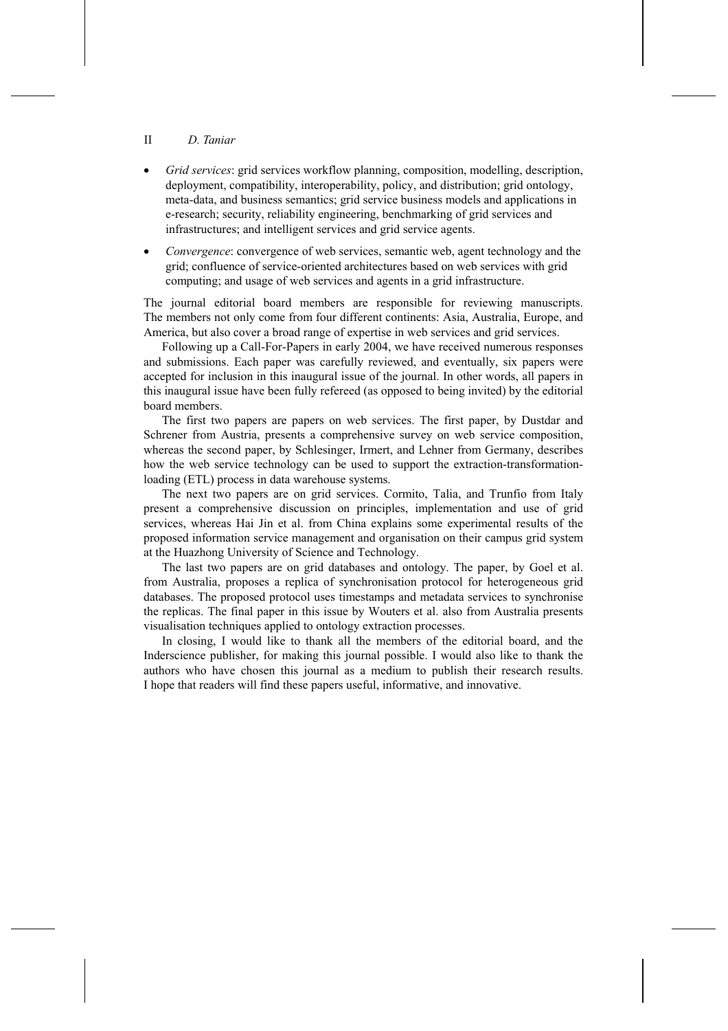- *Grid services*: grid services workflow planning, composition, modelling, description, deployment, compatibility, interoperability, policy, and distribution; grid ontology, meta-data, and business semantics; grid service business models and applications in e-research; security, reliability engineering, benchmarking of grid services and infrastructures; and intelligent services and grid service agents.
- *Convergence*: convergence of web services, semantic web, agent technology and the grid; confluence of service-oriented architectures based on web services with grid computing; and usage of web services and agents in a grid infrastructure.

The journal editorial board members are responsible for reviewing manuscripts. The members not only come from four different continents: Asia, Australia, Europe, and America, but also cover a broad range of expertise in web services and grid services.

Following up a Call-For-Papers in early 2004, we have received numerous responses and submissions. Each paper was carefully reviewed, and eventually, six papers were accepted for inclusion in this inaugural issue of the journal. In other words, all papers in this inaugural issue have been fully refereed (as opposed to being invited) by the editorial board members.

The first two papers are papers on web services. The first paper, by Dustdar and Schrener from Austria, presents a comprehensive survey on web service composition, whereas the second paper, by Schlesinger, Irmert, and Lehner from Germany, describes how the web service technology can be used to support the extraction-transformation-loading (ETL) process in data warehouse systems.

The next two papers are on grid services. Cormito, Talia, and Trunfio from Italy present a comprehensive discussion on principles, implementation and use of grid services, whereas Hai Jin et al. from China explains some experimental results of the proposed information service management and organisation on their campus grid system at the Huazhong University of Science and Technology.

The last two papers are on grid databases and ontology. The paper, by Goel et al. from Australia, proposes a replica of synchronisation protocol for heterogeneous grid databases. The proposed protocol uses timestamps and metadata services to synchronise the replicas. The final paper in this issue by Wouters et al. also from Australia presents visualisation techniques applied to ontology extraction processes.

In closing, I would like to thank all the members of the editorial board, and the Inderscience publisher, for making this journal possible. I would also like to thank the authors who have chosen this journal as a medium to publish their research results. I hope that readers will find these papers useful, informative, and innovative.